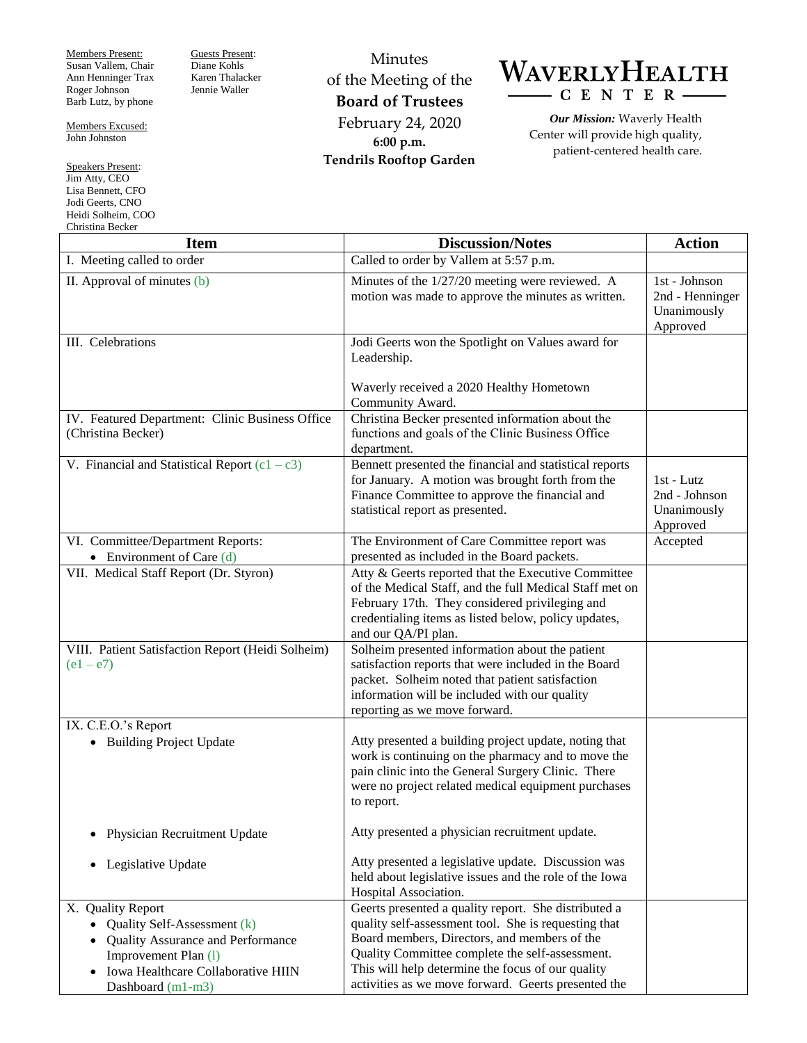Members Present:
Susan Vallem, Chair
Ann Henninger Trax
Roger Johnson
Barb Lutz, by phone

Members Excused:
John Johnston

Speakers Present:
Jim Atty, CEO
Lisa Bennett, CFO
Jodi Geerts, CNO
Heidi Solheim, COO
Christina Becker

Guests Present:
Diane Kohls
Karen Thalacker
Jennie Waller

Minutes
of the Meeting of the
**Board of Trustees**
February 24, 2020
**6:00 p.m.**
**Tendrils Rooftop Garden**

# WAVERLY HEALTH CENTER

***Our Mission:*** Waverly Health Center will provide high quality, patient-centered health care.

| Item | Discussion/Notes | Action |
|---|---|---|
| I. Meeting called to order | Called to order by Vallem at 5:57 p.m. | |
| II. Approval of minutes (b) | Minutes of the 1/27/20 meeting were reviewed. A motion was made to approve the minutes as written. | 1st - Johnson<br>2nd - Henninger<br>Unanimously Approved |
| III. Celebrations | Jodi Geerts won the Spotlight on Values award for Leadership.<br><br>Waverly received a 2020 Healthy Hometown Community Award. | |
| IV. Featured Department: Clinic Business Office (Christina Becker) | Christina Becker presented information about the functions and goals of the Clinic Business Office department. | |
| V. Financial and Statistical Report (c1 – c3) | Bennett presented the financial and statistical reports for January. A motion was brought forth from the Finance Committee to approve the financial and statistical report as presented. | 1st - Lutz<br>2nd - Johnson<br>Unanimously Approved |
| VI. Committee/Department Reports:<br>• Environment of Care (d) | The Environment of Care Committee report was presented as included in the Board packets. | Accepted |
| VII. Medical Staff Report (Dr. Styron) | Atty & Geerts reported that the Executive Committee of the Medical Staff, and the full Medical Staff met on February 17th. They considered privileging and credentialing items as listed below, policy updates, and our QA/PI plan. | |
| VIII. Patient Satisfaction Report (Heidi Solheim) (e1 – e7) | Solheim presented information about the patient satisfaction reports that were included in the Board packet. Solheim noted that patient satisfaction information will be included with our quality reporting as we move forward. | |
| IX. C.E.O.'s Report<br>• Building Project Update<br><br>• Physician Recruitment Update<br><br>• Legislative Update | Atty presented a building project update, noting that work is continuing on the pharmacy and to move the pain clinic into the General Surgery Clinic. There were no project related medical equipment purchases to report.<br><br>Atty presented a physician recruitment update.<br><br>Atty presented a legislative update. Discussion was held about legislative issues and the role of the Iowa Hospital Association. | |
| X. Quality Report<br>• Quality Self-Assessment (k)<br>• Quality Assurance and Performance Improvement Plan (l)<br>• Iowa Healthcare Collaborative HIIN Dashboard (m1-m3) | Geerts presented a quality report. She distributed a quality self-assessment tool. She is requesting that Board members, Directors, and members of the Quality Committee complete the self-assessment. This will help determine the focus of our quality activities as we move forward. Geerts presented the | |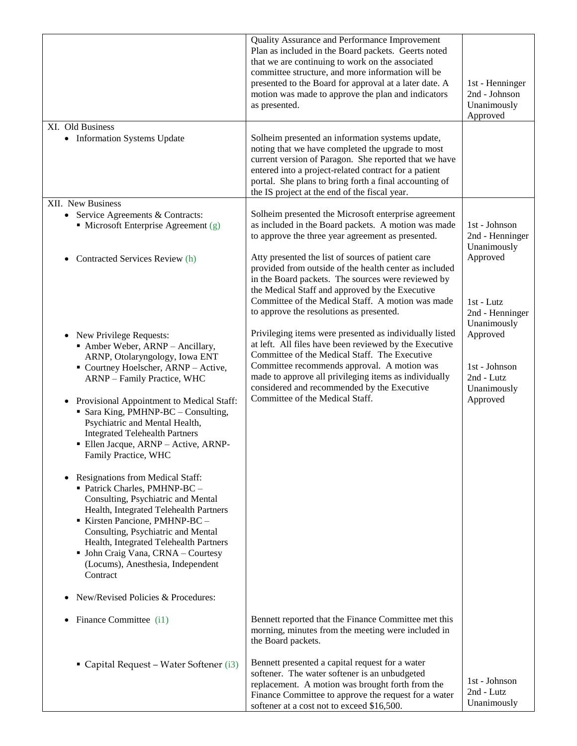| | | |
|---|---|---|
| | Quality Assurance and Performance Improvement Plan as included in the Board packets. Geerts noted that we are continuing to work on the associated committee structure, and more information will be presented to the Board for approval at a later date. A motion was made to approve the plan and indicators as presented. | 1st - Henninger<br>2nd - Johnson<br>Unanimously Approved |
| XI. Old Business<br>• Information Systems Update | Solheim presented an information systems update, noting that we have completed the upgrade to most current version of Paragon. She reported that we have entered into a project-related contract for a patient portal. She plans to bring forth a final accounting of the IS project at the end of the fiscal year. | |
| XII. New Business<br>• Service Agreements & Contracts:<br>▪ Microsoft Enterprise Agreement (g) | Solheim presented the Microsoft enterprise agreement as included in the Board packets. A motion was made to approve the three year agreement as presented. | 1st - Johnson<br>2nd - Henninger<br>Unanimously Approved |
| • Contracted Services Review (h) | Atty presented the list of sources of patient care provided from outside of the health center as included in the Board packets. The sources were reviewed by the Medical Staff and approved by the Executive Committee of the Medical Staff. A motion was made to approve the resolutions as presented. | 1st - Lutz<br>2nd - Henninger<br>Unanimously Approved |
| • New Privilege Requests:<br>▪ Amber Weber, ARNP – Ancillary, ARNP, Otolaryngology, Iowa ENT<br>▪ Courtney Hoelscher, ARNP – Active, ARNP – Family Practice, WHC<br><br>• Provisional Appointment to Medical Staff:<br>▪ Sara King, PMHNP-BC – Consulting, Psychiatric and Mental Health, Integrated Telehealth Partners<br>▪ Ellen Jacque, ARNP – Active, ARNP-Family Practice, WHC<br><br>• Resignations from Medical Staff:<br>▪ Patrick Charles, PMHNP-BC – Consulting, Psychiatric and Mental Health, Integrated Telehealth Partners<br>▪ Kirsten Pancione, PMHNP-BC – Consulting, Psychiatric and Mental Health, Integrated Telehealth Partners<br>▪ John Craig Vana, CRNA – Courtesy (Locums), Anesthesia, Independent Contract<br><br>• New/Revised Policies & Procedures: | Privileging items were presented as individually listed at left. All files have been reviewed by the Executive Committee of the Medical Staff. The Executive Committee recommends approval. A motion was made to approve all privileging items as individually considered and recommended by the Executive Committee of the Medical Staff. | 1st - Johnson<br>2nd - Lutz<br>Unanimously Approved |
| • Finance Committee (i1) | Bennett reported that the Finance Committee met this morning, minutes from the meeting were included in the Board packets. | |
| ▪ Capital Request – Water Softener (i3) | Bennett presented a capital request for a water softener. The water softener is an unbudgeted replacement. A motion was brought forth from the Finance Committee to approve the request for a water softener at a cost not to exceed $16,500. | 1st - Johnson<br>2nd - Lutz<br>Unanimously |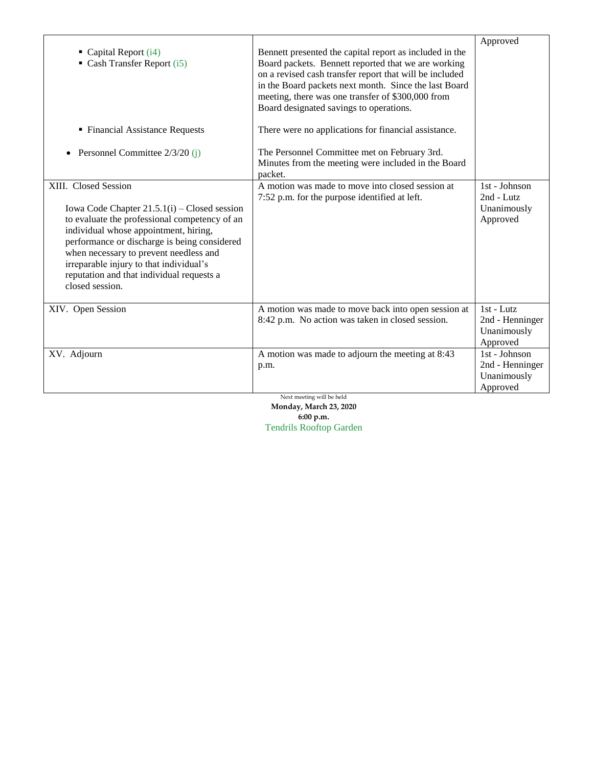| | | |
|---|---|---|
| ▪ Capital Report (i4)<br>▪ Cash Transfer Report (i5) | Bennett presented the capital report as included in the Board packets. Bennett reported that we are working on a revised cash transfer report that will be included in the Board packets next month. Since the last Board meeting, there was one transfer of $300,000 from Board designated savings to operations. | Approved |
| ▪ Financial Assistance Requests | There were no applications for financial assistance. | |
| • Personnel Committee 2/3/20 (j) | The Personnel Committee met on February 3rd. Minutes from the meeting were included in the Board packet. | |
| XIII. Closed Session<br><br>Iowa Code Chapter 21.5.1(i) – Closed session to evaluate the professional competency of an individual whose appointment, hiring, performance or discharge is being considered when necessary to prevent needless and irreparable injury to that individual's reputation and that individual requests a closed session. | A motion was made to move into closed session at 7:52 p.m. for the purpose identified at left. | 1st - Johnson<br>2nd - Lutz<br>Unanimously Approved |
| XIV. Open Session | A motion was made to move back into open session at 8:42 p.m. No action was taken in closed session. | 1st - Lutz<br>2nd - Henninger<br>Unanimously Approved |
| XV. Adjourn | A motion was made to adjourn the meeting at 8:43 p.m. | 1st - Johnson<br>2nd - Henninger<br>Unanimously Approved |

Next meeting will be held

**Monday, March 23, 2020**

**6:00 p.m.**

Tendrils Rooftop Garden